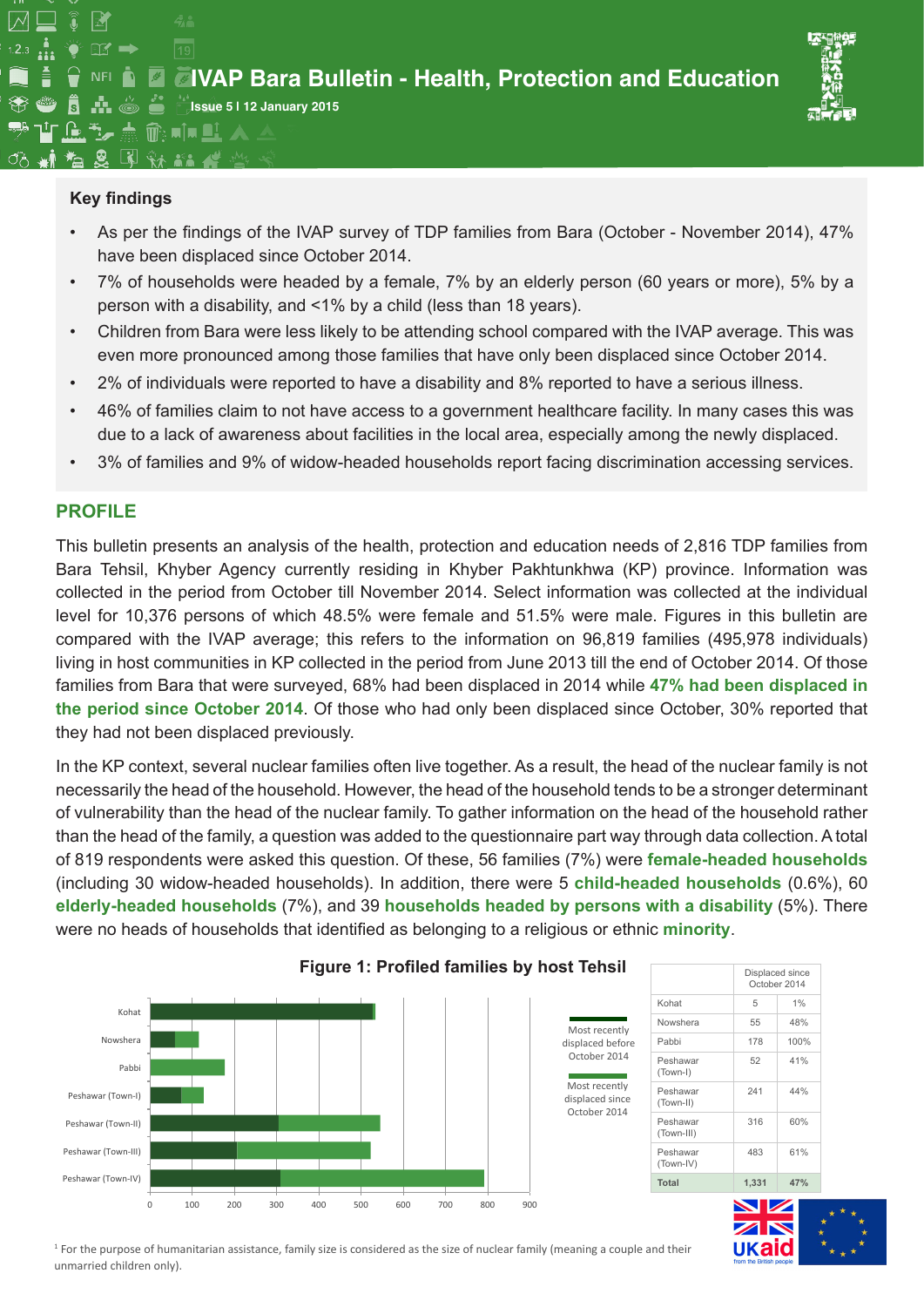# IVAP Bara Bulletin - Health, Protection and Education

Issue 5 I 12 January 2015

## Key findings

- As per the findings of the IVAP survey of TDP families from Bara (October - November 2014), 47% have been displaced since October 2014.
- 7% of households were headed by a female, 7% by an elderly person (60 years or more), 5% by a person with a disability, and <1% by a child (less than 18 years).
- Children from Bara were less likely to be attending school compared with the IVAP average. This was even more pronounced among those families that have only been displaced since October 2014.
- 2% of individuals were reported to have a disability and 8% reported to have a serious illness.
- 46% of families claim to not have access to a government healthcare facility. In many cases this was due to a lack of awareness about facilities in the local area, especially among the newly displaced.
- 3% of families and 9% of widow-headed households report facing discrimination accessing services.

## PROFILE

This bulletin presents an analysis of the health, protection and education needs of 2,816 TDP families from Bara Tehsil, Khyber Agency currently residing in Khyber Pakhtunkhwa (KP) province. Information was collected in the period from October till November 2014. Select information was collected at the individual level for 10,376 persons of which 48.5% were female and 51.5% were male. Figures in this bulletin are compared with the IVAP average; this refers to the information on 96,819 families (495,978 individuals) living in host communities in KP collected in the period from June 2013 till the end of October 2014. Of those families from Bara that were surveyed, 68% had been displaced in 2014 while **47% had been displaced in the period since October 2014**. Of those who had only been displaced since October, 30% reported that they had not been displaced previously.

In the KP context, several nuclear families often live together. As a result, the head of the nuclear family is not necessarily the head of the household. However, the head of the household tends to be a stronger determinant of vulnerability than the head of the nuclear family. To gather information on the head of the household rather than the head of the family, a question was added to the questionnaire part way through data collection. A total of 819 respondents were asked this question. Of these, 56 families (7%) were **female-headed households** (including 30 widow-headed households). In addition, there were 5 **child-headed households** (0.6%), 60 **elderly-headed households** (7%), and 39 **households headed by persons with a disability** (5%). There were no heads of households that identified as belonging to a religious or ethnic **minority**.

**Figure 1: Profiled families by host Tehsil**

Legend: Most recently displaced before October 2014; Most recently displaced since October 2014

| Host Tehsil | Displaced before October 2014 (approx.) | Displaced since October 2014 (approx.) |
|---|---|---|
| Kohat | ~525 | ~5 |
| Nowshera | ~60 | ~55 |
| Pabbi | 0 | ~178 |
| Peshawar (Town-I) | ~75 | ~52 |
| Peshawar (Town-II) | ~305 | ~241 |
| Peshawar (Town-III) | ~210 | ~316 |
| Peshawar (Town-IV) | ~310 | ~483 |

| | Displaced since October 2014 | |
|---|---|---|
| Kohat | 5 | 1% |
| Nowshera | 55 | 48% |
| Pabbi | 178 | 100% |
| Peshawar (Town-I) | 52 | 41% |
| Peshawar (Town-II) | 241 | 44% |
| Peshawar (Town-III) | 316 | 60% |
| Peshawar (Town-IV) | 483 | 61% |
| **Total** | **1,331** | **47%** |

[1] For the purpose of humanitarian assistance, family size is considered as the size of nuclear family (meaning a couple and their unmarried children only).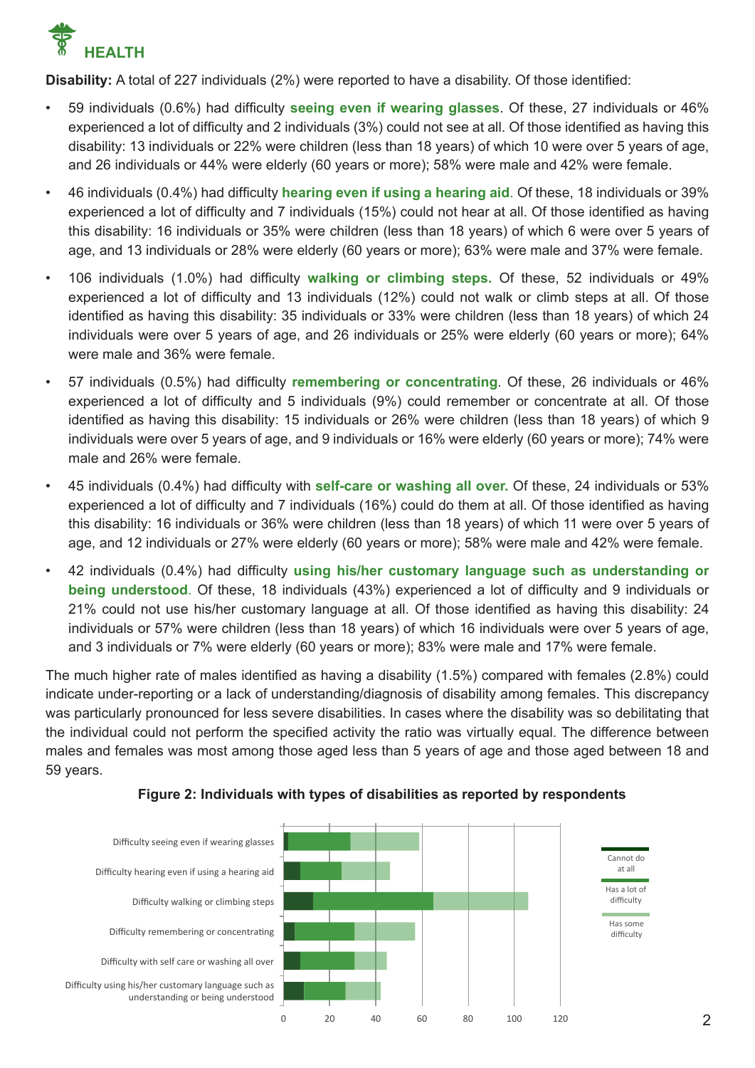# HEALTH

**Disability:** A total of 227 individuals (2%) were reported to have a disability. Of those identified:

- 59 individuals (0.6%) had difficulty **seeing even if wearing glasses**. Of these, 27 individuals or 46% experienced a lot of difficulty and 2 individuals (3%) could not see at all. Of those identified as having this disability: 13 individuals or 22% were children (less than 18 years) of which 10 were over 5 years of age, and 26 individuals or 44% were elderly (60 years or more); 58% were male and 42% were female.
- 46 individuals (0.4%) had difficulty **hearing even if using a hearing aid**. Of these, 18 individuals or 39% experienced a lot of difficulty and 7 individuals (15%) could not hear at all. Of those identified as having this disability: 16 individuals or 35% were children (less than 18 years) of which 6 were over 5 years of age, and 13 individuals or 28% were elderly (60 years or more); 63% were male and 37% were female.
- 106 individuals (1.0%) had difficulty **walking or climbing steps.** Of these, 52 individuals or 49% experienced a lot of difficulty and 13 individuals (12%) could not walk or climb steps at all. Of those identified as having this disability: 35 individuals or 33% were children (less than 18 years) of which 24 individuals were over 5 years of age, and 26 individuals or 25% were elderly (60 years or more); 64% were male and 36% were female.
- 57 individuals (0.5%) had difficulty **remembering or concentrating**. Of these, 26 individuals or 46% experienced a lot of difficulty and 5 individuals (9%) could remember or concentrate at all. Of those identified as having this disability: 15 individuals or 26% were children (less than 18 years) of which 9 individuals were over 5 years of age, and 9 individuals or 16% were elderly (60 years or more); 74% were male and 26% were female.
- 45 individuals (0.4%) had difficulty with **self-care or washing all over.** Of these, 24 individuals or 53% experienced a lot of difficulty and 7 individuals (16%) could do them at all. Of those identified as having this disability: 16 individuals or 36% were children (less than 18 years) of which 11 were over 5 years of age, and 12 individuals or 27% were elderly (60 years or more); 58% were male and 42% were female.
- 42 individuals (0.4%) had difficulty **using his/her customary language such as understanding or being understood**. Of these, 18 individuals (43%) experienced a lot of difficulty and 9 individuals or 21% could not use his/her customary language at all. Of those identified as having this disability: 24 individuals or 57% were children (less than 18 years) of which 16 individuals were over 5 years of age, and 3 individuals or 7% were elderly (60 years or more); 83% were male and 17% were female.

The much higher rate of males identified as having a disability (1.5%) compared with females (2.8%) could indicate under-reporting or a lack of understanding/diagnosis of disability among females. This discrepancy was particularly pronounced for less severe disabilities. In cases where the disability was so debilitating that the individual could not perform the specified activity the ratio was virtually equal. The difference between males and females was most among those aged less than 5 years of age and those aged between 18 and 59 years.

**Figure 2: Individuals with types of disabilities as reported by respondents**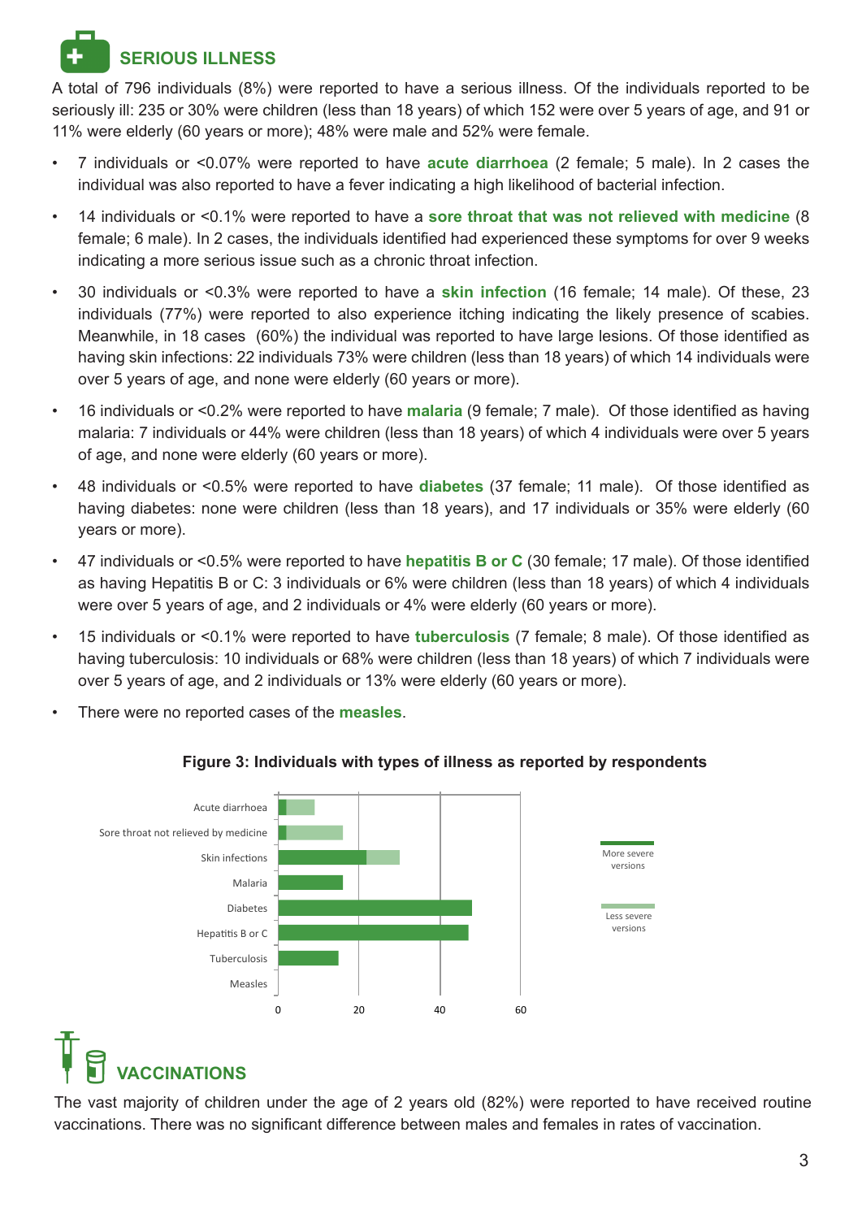## SERIOUS ILLNESS

A total of 796 individuals (8%) were reported to have a serious illness. Of the individuals reported to be seriously ill: 235 or 30% were children (less than 18 years) of which 152 were over 5 years of age, and 91 or 11% were elderly (60 years or more); 48% were male and 52% were female.

- 7 individuals or <0.07% were reported to have **acute diarrhoea** (2 female; 5 male). In 2 cases the individual was also reported to have a fever indicating a high likelihood of bacterial infection.
- 14 individuals or <0.1% were reported to have a **sore throat that was not relieved with medicine** (8 female; 6 male). In 2 cases, the individuals identified had experienced these symptoms for over 9 weeks indicating a more serious issue such as a chronic throat infection.
- 30 individuals or <0.3% were reported to have a **skin infection** (16 female; 14 male). Of these, 23 individuals (77%) were reported to also experience itching indicating the likely presence of scabies. Meanwhile, in 18 cases (60%) the individual was reported to have large lesions. Of those identified as having skin infections: 22 individuals 73% were children (less than 18 years) of which 14 individuals were over 5 years of age, and none were elderly (60 years or more).
- 16 individuals or <0.2% were reported to have **malaria** (9 female; 7 male). Of those identified as having malaria: 7 individuals or 44% were children (less than 18 years) of which 4 individuals were over 5 years of age, and none were elderly (60 years or more).
- 48 individuals or <0.5% were reported to have **diabetes** (37 female; 11 male). Of those identified as having diabetes: none were children (less than 18 years), and 17 individuals or 35% were elderly (60 years or more).
- 47 individuals or <0.5% were reported to have **hepatitis B or C** (30 female; 17 male). Of those identified as having Hepatitis B or C: 3 individuals or 6% were children (less than 18 years) of which 4 individuals were over 5 years of age, and 2 individuals or 4% were elderly (60 years or more).
- 15 individuals or <0.1% were reported to have **tuberculosis** (7 female; 8 male). Of those identified as having tuberculosis: 10 individuals or 68% were children (less than 18 years) of which 7 individuals were over 5 years of age, and 2 individuals or 13% were elderly (60 years or more).
- There were no reported cases of the **measles**.

**Figure 3: Individuals with types of illness as reported by respondents**

## VACCINATIONS

The vast majority of children under the age of 2 years old (82%) were reported to have received routine vaccinations. There was no significant difference between males and females in rates of vaccination.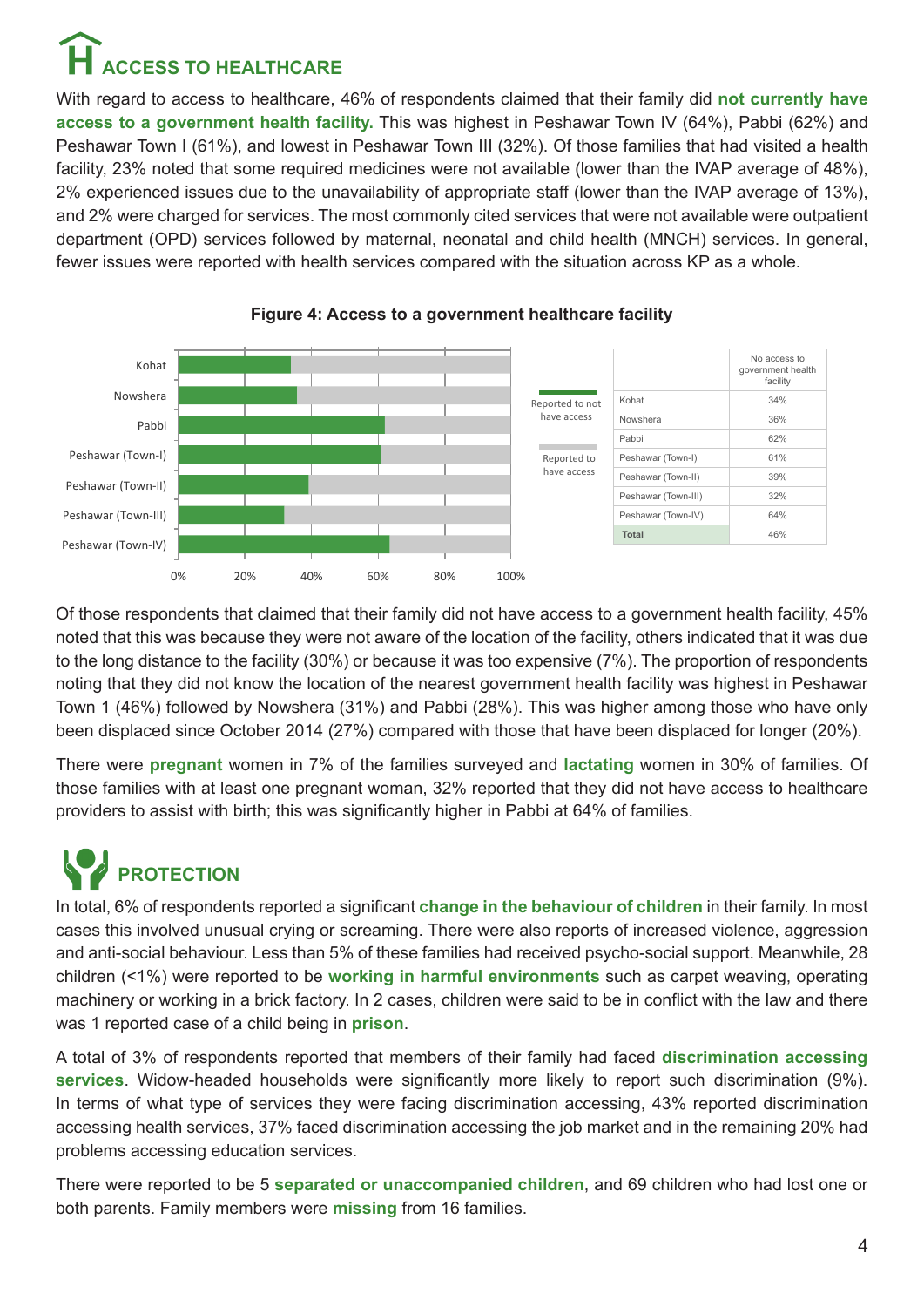## ACCESS TO HEALTHCARE

With regard to access to healthcare, 46% of respondents claimed that their family did **not currently have access to a government health facility.** This was highest in Peshawar Town IV (64%), Pabbi (62%) and Peshawar Town I (61%), and lowest in Peshawar Town III (32%). Of those families that had visited a health facility, 23% noted that some required medicines were not available (lower than the IVAP average of 48%), 2% experienced issues due to the unavailability of appropriate staff (lower than the IVAP average of 13%), and 2% were charged for services. The most commonly cited services that were not available were outpatient department (OPD) services followed by maternal, neonatal and child health (MNCH) services. In general, fewer issues were reported with health services compared with the situation across KP as a whole.

**Figure 4: Access to a government healthcare facility**

| | No access to government health facility |
|---|---|
| Kohat | 34% |
| Nowshera | 36% |
| Pabbi | 62% |
| Peshawar (Town-I) | 61% |
| Peshawar (Town-II) | 39% |
| Peshawar (Town-III) | 32% |
| Peshawar (Town-IV) | 64% |
| **Total** | 46% |

Of those respondents that claimed that their family did not have access to a government health facility, 45% noted that this was because they were not aware of the location of the facility, others indicated that it was due to the long distance to the facility (30%) or because it was too expensive (7%). The proportion of respondents noting that they did not know the location of the nearest government health facility was highest in Peshawar Town 1 (46%) followed by Nowshera (31%) and Pabbi (28%). This was higher among those who have only been displaced since October 2014 (27%) compared with those that have been displaced for longer (20%).

There were **pregnant** women in 7% of the families surveyed and **lactating** women in 30% of families. Of those families with at least one pregnant woman, 32% reported that they did not have access to healthcare providers to assist with birth; this was significantly higher in Pabbi at 64% of families.

## PROTECTION

In total, 6% of respondents reported a significant **change in the behaviour of children** in their family. In most cases this involved unusual crying or screaming. There were also reports of increased violence, aggression and anti-social behaviour. Less than 5% of these families had received psycho-social support. Meanwhile, 28 children (<1%) were reported to be **working in harmful environments** such as carpet weaving, operating machinery or working in a brick factory. In 2 cases, children were said to be in conflict with the law and there was 1 reported case of a child being in **prison**.

A total of 3% of respondents reported that members of their family had faced **discrimination accessing services**. Widow-headed households were significantly more likely to report such discrimination (9%). In terms of what type of services they were facing discrimination accessing, 43% reported discrimination accessing health services, 37% faced discrimination accessing the job market and in the remaining 20% had problems accessing education services.

There were reported to be 5 **separated or unaccompanied children**, and 69 children who had lost one or both parents. Family members were **missing** from 16 families.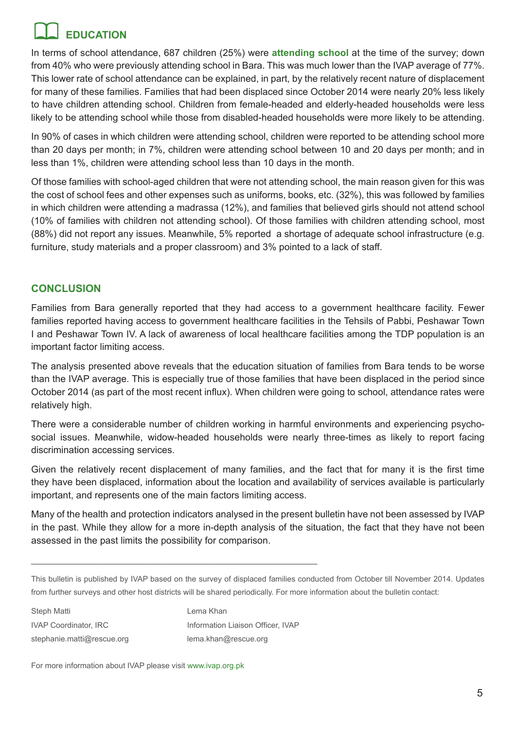## EDUCATION

In terms of school attendance, 687 children (25%) were **attending school** at the time of the survey; down from 40% who were previously attending school in Bara. This was much lower than the IVAP average of 77%. This lower rate of school attendance can be explained, in part, by the relatively recent nature of displacement for many of these families. Families that had been displaced since October 2014 were nearly 20% less likely to have children attending school. Children from female-headed and elderly-headed households were less likely to be attending school while those from disabled-headed households were more likely to be attending.

In 90% of cases in which children were attending school, children were reported to be attending school more than 20 days per month; in 7%, children were attending school between 10 and 20 days per month; and in less than 1%, children were attending school less than 10 days in the month.

Of those families with school-aged children that were not attending school, the main reason given for this was the cost of school fees and other expenses such as uniforms, books, etc. (32%), this was followed by families in which children were attending a madrassa (12%), and families that believed girls should not attend school (10% of families with children not attending school). Of those families with children attending school, most (88%) did not report any issues. Meanwhile, 5% reported a shortage of adequate school infrastructure (e.g. furniture, study materials and a proper classroom) and 3% pointed to a lack of staff.

## CONCLUSION

Families from Bara generally reported that they had access to a government healthcare facility. Fewer families reported having access to government healthcare facilities in the Tehsils of Pabbi, Peshawar Town I and Peshawar Town IV. A lack of awareness of local healthcare facilities among the TDP population is an important factor limiting access.

The analysis presented above reveals that the education situation of families from Bara tends to be worse than the IVAP average. This is especially true of those families that have been displaced in the period since October 2014 (as part of the most recent influx). When children were going to school, attendance rates were relatively high.

There were a considerable number of children working in harmful environments and experiencing psycho-social issues. Meanwhile, widow-headed households were nearly three-times as likely to report facing discrimination accessing services.

Given the relatively recent displacement of many families, and the fact that for many it is the first time they have been displaced, information about the location and availability of services available is particularly important, and represents one of the main factors limiting access.

Many of the health and protection indicators analysed in the present bulletin have not been assessed by IVAP in the past. While they allow for a more in-depth analysis of the situation, the fact that they have not been assessed in the past limits the possibility for comparison.

---

This bulletin is published by IVAP based on the survey of displaced families conducted from October till November 2014. Updates from further surveys and other host districts will be shared periodically. For more information about the bulletin contact:

Steph Matti
IVAP Coordinator, IRC
stephanie.matti@rescue.org

Lema Khan
Information Liaison Officer, IVAP
lema.khan@rescue.org

For more information about IVAP please visit www.ivap.org.pk